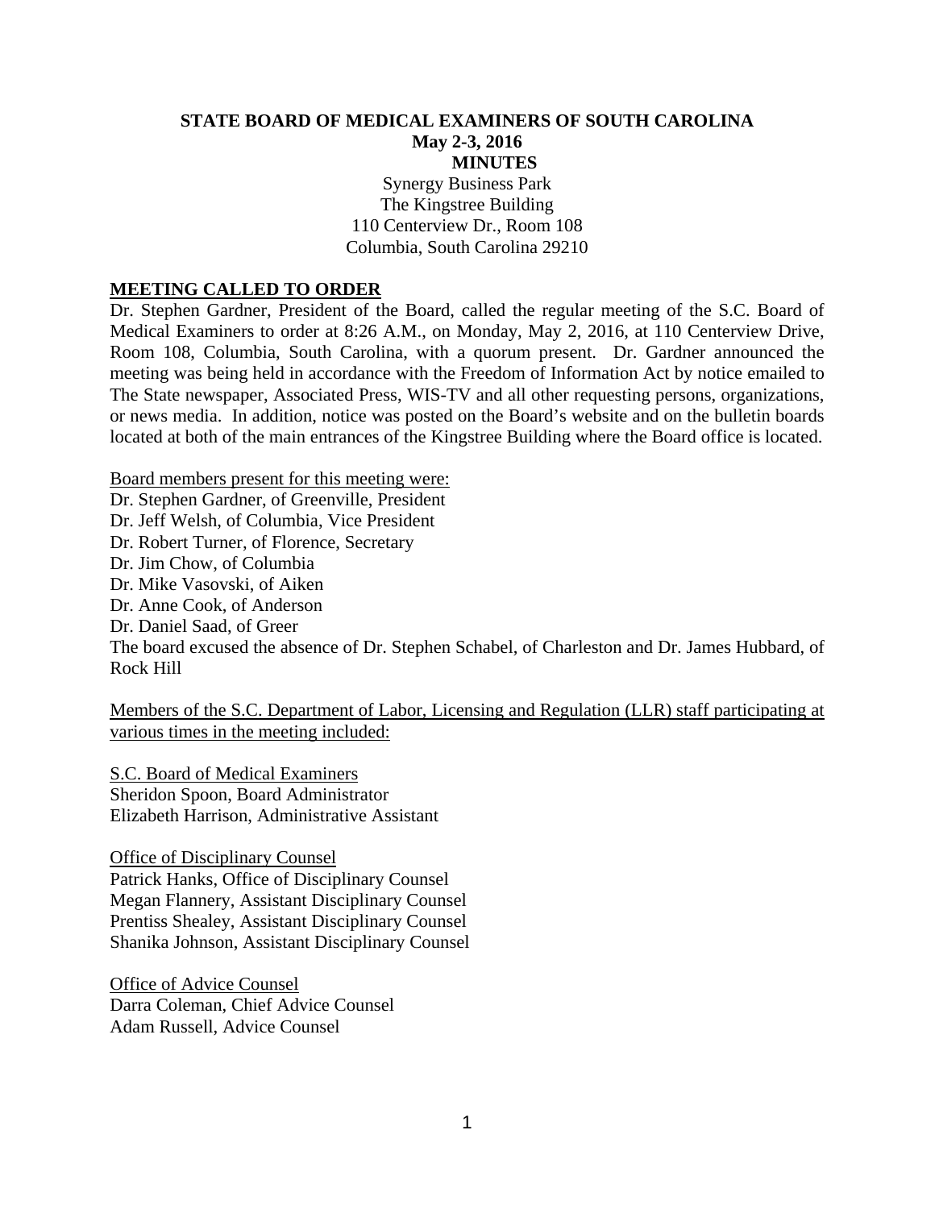# STATE BOARD OF MEDICAL EXAMINERS OF SOUTH CAROLINA

**May 2-3, 2016**

**MINUTES**

Synergy Business Park
The Kingstree Building
110 Centerview Dr., Room 108
Columbia, South Carolina 29210

## MEETING CALLED TO ORDER

Dr. Stephen Gardner, President of the Board, called the regular meeting of the S.C. Board of Medical Examiners to order at 8:26 A.M., on Monday, May 2, 2016, at 110 Centerview Drive, Room 108, Columbia, South Carolina, with a quorum present. Dr. Gardner announced the meeting was being held in accordance with the Freedom of Information Act by notice emailed to The State newspaper, Associated Press, WIS-TV and all other requesting persons, organizations, or news media. In addition, notice was posted on the Board's website and on the bulletin boards located at both of the main entrances of the Kingstree Building where the Board office is located.

Board members present for this meeting were:

Dr. Stephen Gardner, of Greenville, President
Dr. Jeff Welsh, of Columbia, Vice President
Dr. Robert Turner, of Florence, Secretary
Dr. Jim Chow, of Columbia
Dr. Mike Vasovski, of Aiken
Dr. Anne Cook, of Anderson
Dr. Daniel Saad, of Greer

The board excused the absence of Dr. Stephen Schabel, of Charleston and Dr. James Hubbard, of Rock Hill

Members of the S.C. Department of Labor, Licensing and Regulation (LLR) staff participating at various times in the meeting included:

S.C. Board of Medical Examiners
Sheridon Spoon, Board Administrator
Elizabeth Harrison, Administrative Assistant

Office of Disciplinary Counsel
Patrick Hanks, Office of Disciplinary Counsel
Megan Flannery, Assistant Disciplinary Counsel
Prentiss Shealey, Assistant Disciplinary Counsel
Shanika Johnson, Assistant Disciplinary Counsel

Office of Advice Counsel
Darra Coleman, Chief Advice Counsel
Adam Russell, Advice Counsel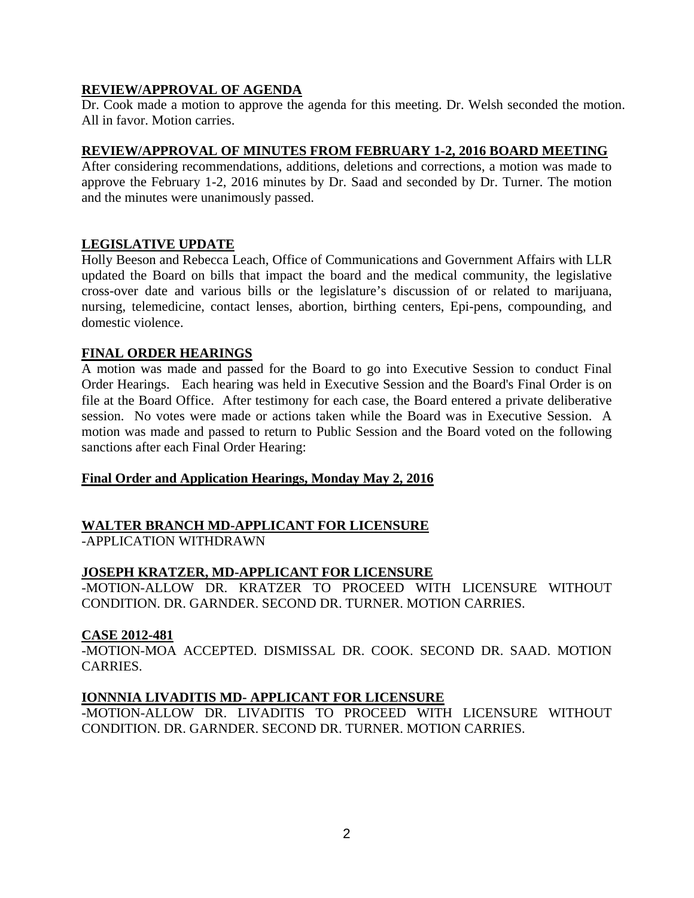## REVIEW/APPROVAL OF AGENDA

Dr. Cook made a motion to approve the agenda for this meeting. Dr. Welsh seconded the motion. All in favor. Motion carries.

## REVIEW/APPROVAL OF MINUTES FROM FEBRUARY 1-2, 2016 BOARD MEETING

After considering recommendations, additions, deletions and corrections, a motion was made to approve the February 1-2, 2016 minutes by Dr. Saad and seconded by Dr. Turner. The motion and the minutes were unanimously passed.

## LEGISLATIVE UPDATE

Holly Beeson and Rebecca Leach, Office of Communications and Government Affairs with LLR updated the Board on bills that impact the board and the medical community, the legislative cross-over date and various bills or the legislature's discussion of or related to marijuana, nursing, telemedicine, contact lenses, abortion, birthing centers, Epi-pens, compounding, and domestic violence.

## FINAL ORDER HEARINGS

A motion was made and passed for the Board to go into Executive Session to conduct Final Order Hearings. Each hearing was held in Executive Session and the Board's Final Order is on file at the Board Office. After testimony for each case, the Board entered a private deliberative session. No votes were made or actions taken while the Board was in Executive Session. A motion was made and passed to return to Public Session and the Board voted on the following sanctions after each Final Order Hearing:

### Final Order and Application Hearings, Monday May 2, 2016

### WALTER BRANCH MD-APPLICANT FOR LICENSURE

-APPLICATION WITHDRAWN

### JOSEPH KRATZER, MD-APPLICANT FOR LICENSURE

-MOTION-ALLOW DR. KRATZER TO PROCEED WITH LICENSURE WITHOUT CONDITION. DR. GARNDER. SECOND DR. TURNER. MOTION CARRIES.

### CASE 2012-481

-MOTION-MOA ACCEPTED. DISMISSAL DR. COOK. SECOND DR. SAAD. MOTION CARRIES.

### IONNNIA LIVADITIS MD- APPLICANT FOR LICENSURE

-MOTION-ALLOW DR. LIVADITIS TO PROCEED WITH LICENSURE WITHOUT CONDITION. DR. GARNDER. SECOND DR. TURNER. MOTION CARRIES.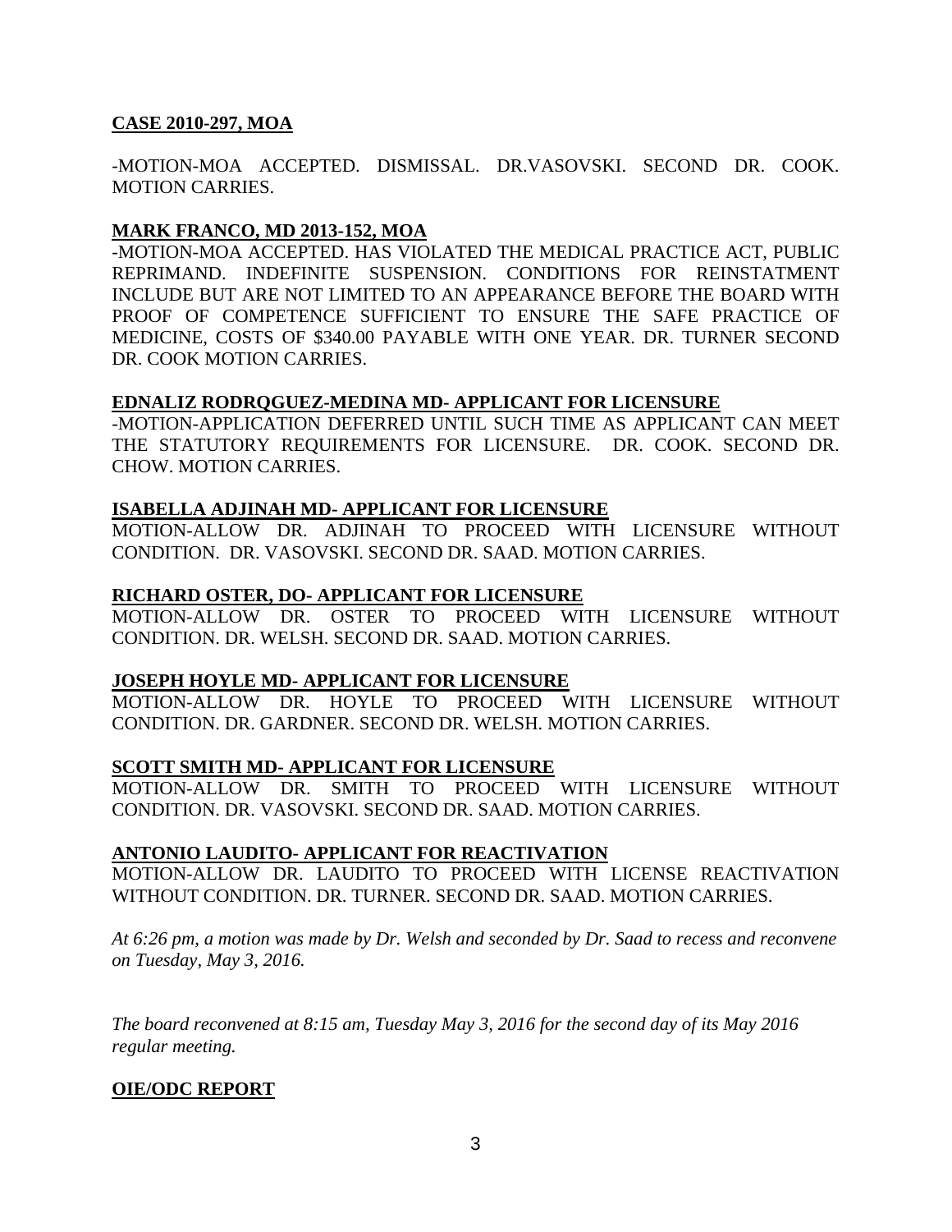**CASE 2010-297, MOA**

-MOTION-MOA ACCEPTED. DISMISSAL. DR.VASOVSKI. SECOND DR. COOK. MOTION CARRIES.

**MARK FRANCO, MD 2013-152, MOA**

-MOTION-MOA ACCEPTED. HAS VIOLATED THE MEDICAL PRACTICE ACT, PUBLIC REPRIMAND. INDEFINITE SUSPENSION. CONDITIONS FOR REINSTATMENT INCLUDE BUT ARE NOT LIMITED TO AN APPEARANCE BEFORE THE BOARD WITH PROOF OF COMPETENCE SUFFICIENT TO ENSURE THE SAFE PRACTICE OF MEDICINE, COSTS OF $340.00 PAYABLE WITH ONE YEAR. DR. TURNER SECOND DR. COOK MOTION CARRIES.

**EDNALIZ RODRQGUEZ-MEDINA MD- APPLICANT FOR LICENSURE**

-MOTION-APPLICATION DEFERRED UNTIL SUCH TIME AS APPLICANT CAN MEET THE STATUTORY REQUIREMENTS FOR LICENSURE. DR. COOK. SECOND DR. CHOW. MOTION CARRIES.

**ISABELLA ADJINAH MD- APPLICANT FOR LICENSURE**

MOTION-ALLOW DR. ADJINAH TO PROCEED WITH LICENSURE WITHOUT CONDITION. DR. VASOVSKI. SECOND DR. SAAD. MOTION CARRIES.

**RICHARD OSTER, DO- APPLICANT FOR LICENSURE**

MOTION-ALLOW DR. OSTER TO PROCEED WITH LICENSURE WITHOUT CONDITION. DR. WELSH. SECOND DR. SAAD. MOTION CARRIES.

**JOSEPH HOYLE MD- APPLICANT FOR LICENSURE**

MOTION-ALLOW DR. HOYLE TO PROCEED WITH LICENSURE WITHOUT CONDITION. DR. GARDNER. SECOND DR. WELSH. MOTION CARRIES.

**SCOTT SMITH MD- APPLICANT FOR LICENSURE**

MOTION-ALLOW DR. SMITH TO PROCEED WITH LICENSURE WITHOUT CONDITION. DR. VASOVSKI. SECOND DR. SAAD. MOTION CARRIES.

**ANTONIO LAUDITO- APPLICANT FOR REACTIVATION**

MOTION-ALLOW DR. LAUDITO TO PROCEED WITH LICENSE REACTIVATION WITHOUT CONDITION. DR. TURNER. SECOND DR. SAAD. MOTION CARRIES.

*At 6:26 pm, a motion was made by Dr. Welsh and seconded by Dr. Saad to recess and reconvene on Tuesday, May 3, 2016.*

*The board reconvened at 8:15 am, Tuesday May 3, 2016 for the second day of its May 2016 regular meeting.*

**OIE/ODC REPORT**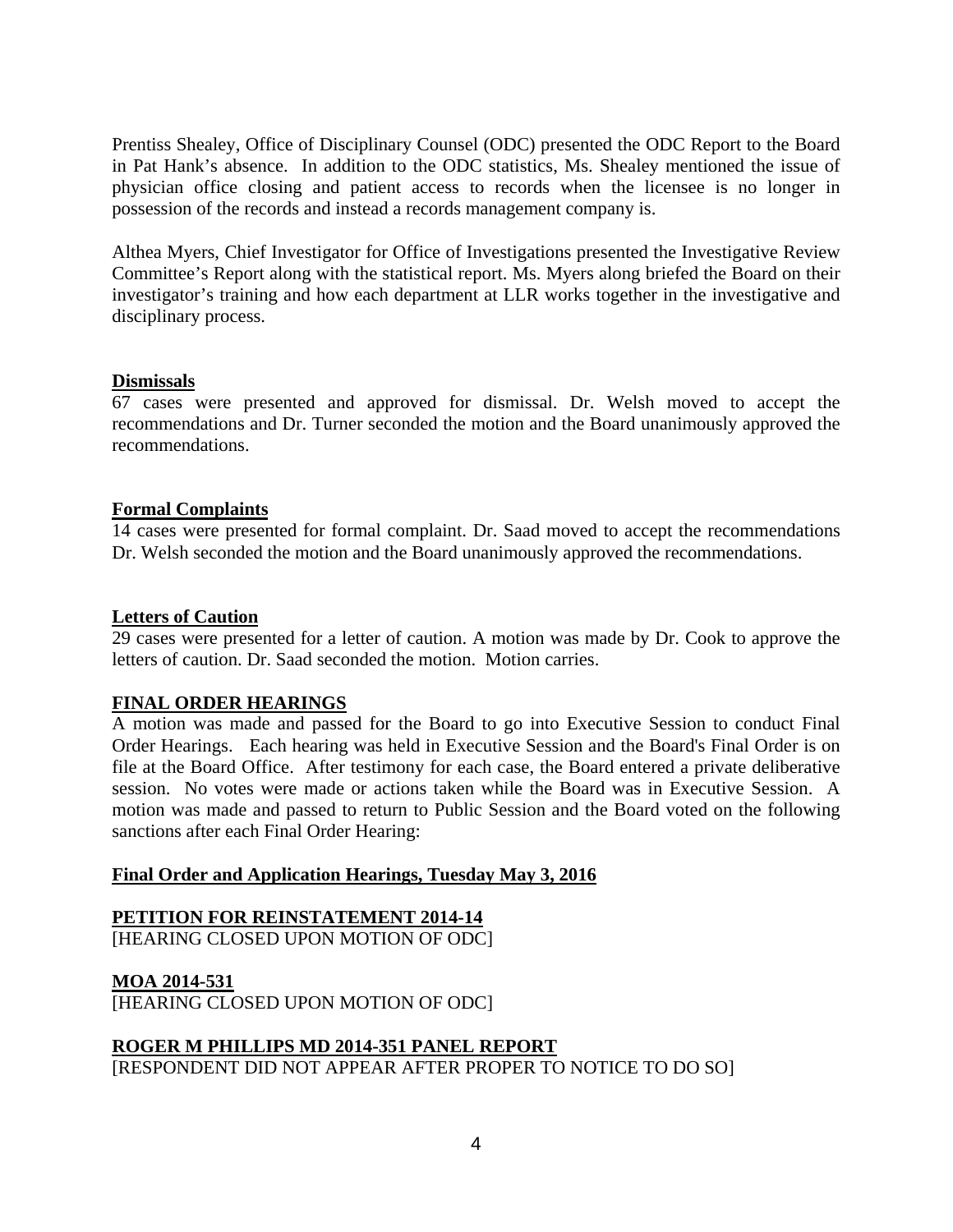Prentiss Shealey, Office of Disciplinary Counsel (ODC) presented the ODC Report to the Board in Pat Hank's absence. In addition to the ODC statistics, Ms. Shealey mentioned the issue of physician office closing and patient access to records when the licensee is no longer in possession of the records and instead a records management company is.

Althea Myers, Chief Investigator for Office of Investigations presented the Investigative Review Committee's Report along with the statistical report. Ms. Myers along briefed the Board on their investigator's training and how each department at LLR works together in the investigative and disciplinary process.

**Dismissals**

67 cases were presented and approved for dismissal. Dr. Welsh moved to accept the recommendations and Dr. Turner seconded the motion and the Board unanimously approved the recommendations.

**Formal Complaints**

14 cases were presented for formal complaint. Dr. Saad moved to accept the recommendations Dr. Welsh seconded the motion and the Board unanimously approved the recommendations.

**Letters of Caution**

29 cases were presented for a letter of caution. A motion was made by Dr. Cook to approve the letters of caution. Dr. Saad seconded the motion. Motion carries.

**FINAL ORDER HEARINGS**

A motion was made and passed for the Board to go into Executive Session to conduct Final Order Hearings. Each hearing was held in Executive Session and the Board's Final Order is on file at the Board Office. After testimony for each case, the Board entered a private deliberative session. No votes were made or actions taken while the Board was in Executive Session. A motion was made and passed to return to Public Session and the Board voted on the following sanctions after each Final Order Hearing:

**Final Order and Application Hearings, Tuesday May 3, 2016**

**PETITION FOR REINSTATEMENT 2014-14**
[HEARING CLOSED UPON MOTION OF ODC]

**MOA 2014-531**
[HEARING CLOSED UPON MOTION OF ODC]

**ROGER M PHILLIPS MD 2014-351 PANEL REPORT**
[RESPONDENT DID NOT APPEAR AFTER PROPER TO NOTICE TO DO SO]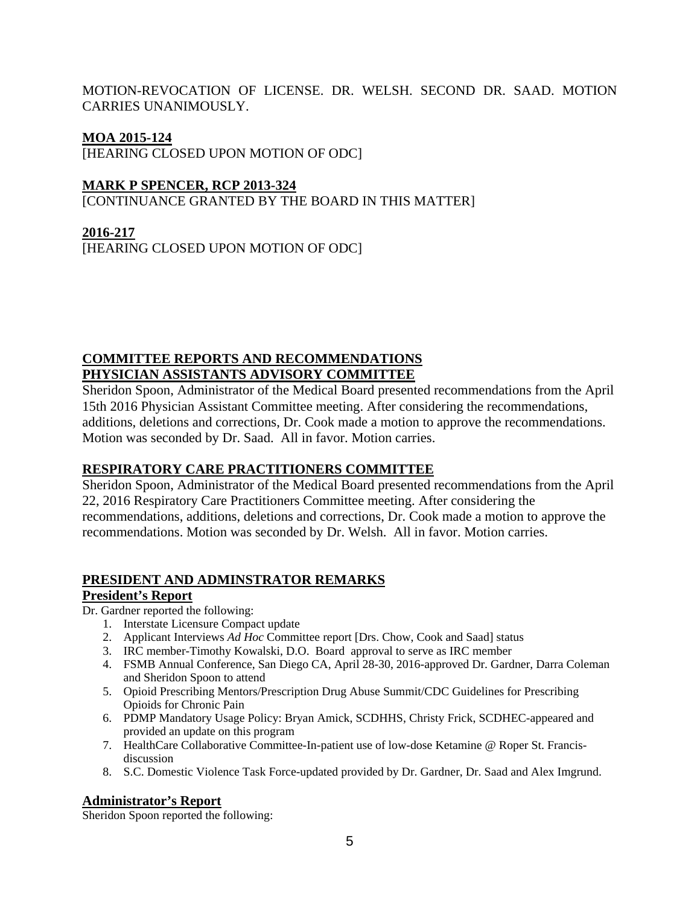MOTION-REVOCATION OF LICENSE. DR. WELSH. SECOND DR. SAAD. MOTION CARRIES UNANIMOUSLY.

**MOA 2015-124**

[HEARING CLOSED UPON MOTION OF ODC]

**MARK P SPENCER, RCP 2013-324**

[CONTINUANCE GRANTED BY THE BOARD IN THIS MATTER]

**2016-217**

[HEARING CLOSED UPON MOTION OF ODC]

## COMMITTEE REPORTS AND RECOMMENDATIONS

### PHYSICIAN ASSISTANTS ADVISORY COMMITTEE

Sheridon Spoon, Administrator of the Medical Board presented recommendations from the April 15th 2016 Physician Assistant Committee meeting. After considering the recommendations, additions, deletions and corrections, Dr. Cook made a motion to approve the recommendations. Motion was seconded by Dr. Saad. All in favor. Motion carries.

### RESPIRATORY CARE PRACTITIONERS COMMITTEE

Sheridon Spoon, Administrator of the Medical Board presented recommendations from the April 22, 2016 Respiratory Care Practitioners Committee meeting. After considering the recommendations, additions, deletions and corrections, Dr. Cook made a motion to approve the recommendations. Motion was seconded by Dr. Welsh. All in favor. Motion carries.

## PRESIDENT AND ADMINSTRATOR REMARKS

### President's Report

Dr. Gardner reported the following:

1. Interstate Licensure Compact update
2. Applicant Interviews *Ad Hoc* Committee report [Drs. Chow, Cook and Saad] status
3. IRC member-Timothy Kowalski, D.O. Board approval to serve as IRC member
4. FSMB Annual Conference, San Diego CA, April 28-30, 2016-approved Dr. Gardner, Darra Coleman and Sheridon Spoon to attend
5. Opioid Prescribing Mentors/Prescription Drug Abuse Summit/CDC Guidelines for Prescribing Opioids for Chronic Pain
6. PDMP Mandatory Usage Policy: Bryan Amick, SCDHHS, Christy Frick, SCDHEC-appeared and provided an update on this program
7. HealthCare Collaborative Committee-In-patient use of low-dose Ketamine @ Roper St. Francis-discussion
8. S.C. Domestic Violence Task Force-updated provided by Dr. Gardner, Dr. Saad and Alex Imgrund.

### Administrator's Report

Sheridon Spoon reported the following: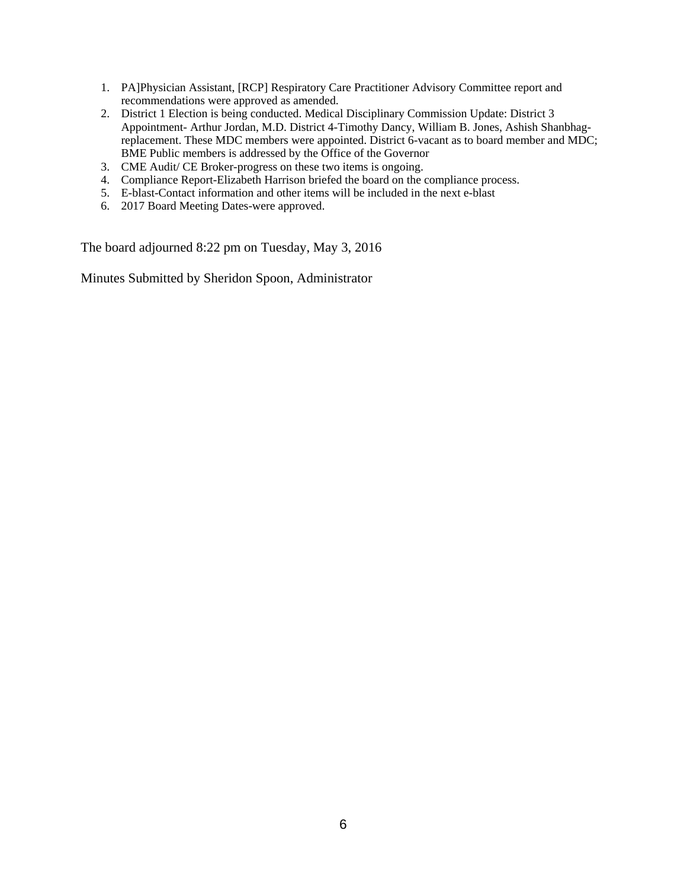1. PA]Physician Assistant, [RCP] Respiratory Care Practitioner Advisory Committee report and recommendations were approved as amended.
2. District 1 Election is being conducted. Medical Disciplinary Commission Update: District 3 Appointment- Arthur Jordan, M.D. District 4-Timothy Dancy, William B. Jones, Ashish Shanbhag-replacement. These MDC members were appointed. District 6-vacant as to board member and MDC; BME Public members is addressed by the Office of the Governor
3. CME Audit/ CE Broker-progress on these two items is ongoing.
4. Compliance Report-Elizabeth Harrison briefed the board on the compliance process.
5. E-blast-Contact information and other items will be included in the next e-blast
6. 2017 Board Meeting Dates-were approved.

The board adjourned 8:22 pm on Tuesday, May 3, 2016

Minutes Submitted by Sheridon Spoon, Administrator